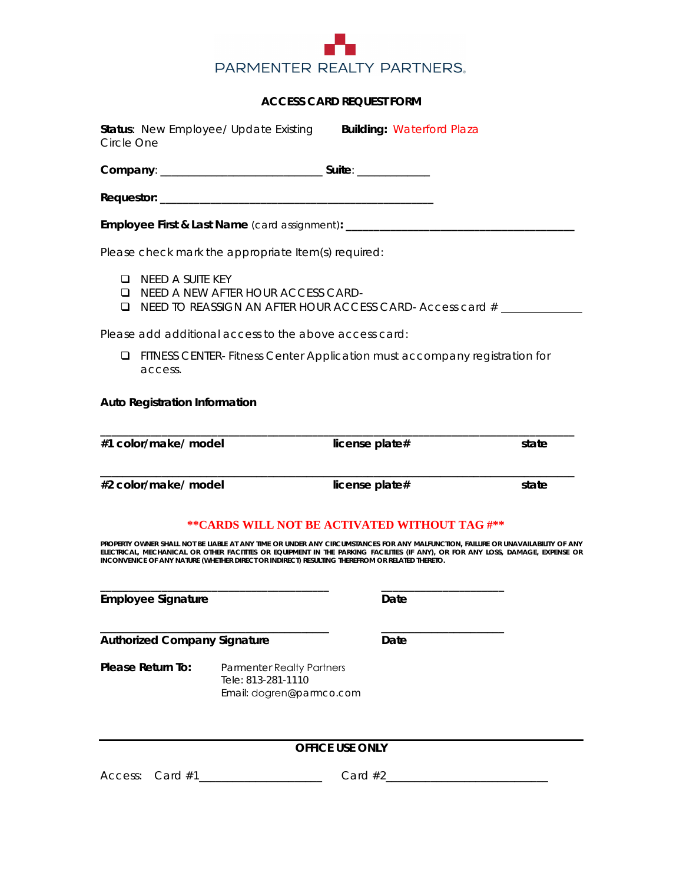PARMENTER REALTY PARTNERS

## ACCESS CARD REQUEST FORM

**Status**: New Employee/ Update Existing
Circle One

**Building:** Waterford Plaza

**Company**: ___________________________ **Suite**: ____________

**Requestor:** _____________________________________________

**Employee First & Last Name** (card assignment)**:** ______________________________________

Please check mark the appropriate Item(s) required:

- ❑ NEED A SUITE KEY
- ❑ NEED A NEW AFTER HOUR ACCESS CARD-
- ❑ NEED TO REASSIGN AN AFTER HOUR ACCESS CARD- Access card # _____________

Please add additional access to the above access card:

- ❑ FITNESS CENTER- Fitness Center Application must accompany registration for access.

**Auto Registration Information**

_______________________________________________________________________________

**#1 color/make/ model** **license plate#** **state**

_______________________________________________________________________________

**#2 color/make/ model** **license plate#** **state**

****CARDS WILL NOT BE ACTIVATED WITHOUT TAG #****

PROPERTY OWNER SHALL NOT BE LIABLE AT ANY TIME OR UNDER ANY CIRCUMSTANCES FOR ANY MALFUNCTION, FAILURE OR UNAVAILABILITY OF ANY ELECTRICAL, MECHANICAL OR OTHER FACITTIES OR EQUIPMENT IN THE PARKING FACILITIES (IF ANY), OR FOR ANY LOSS, DAMAGE, EXPENSE OR INCONVENICE OF ANY NATURE (WHETHER DIRECT OR INDIRECT) RESULTING THEREFROM OR RELATED THERETO.

______________________________________ ____________________

**Employee Signature** **Date**

______________________________________ ____________________

**Authorized Company Signature** **Date**

**Please Return To:** Parmenter Realty Partners
Tele: 813-281-1110
Email: dogren@parmco.com

---

**OFFICE USE ONLY**

Access: Card #1____________________ Card #2__________________________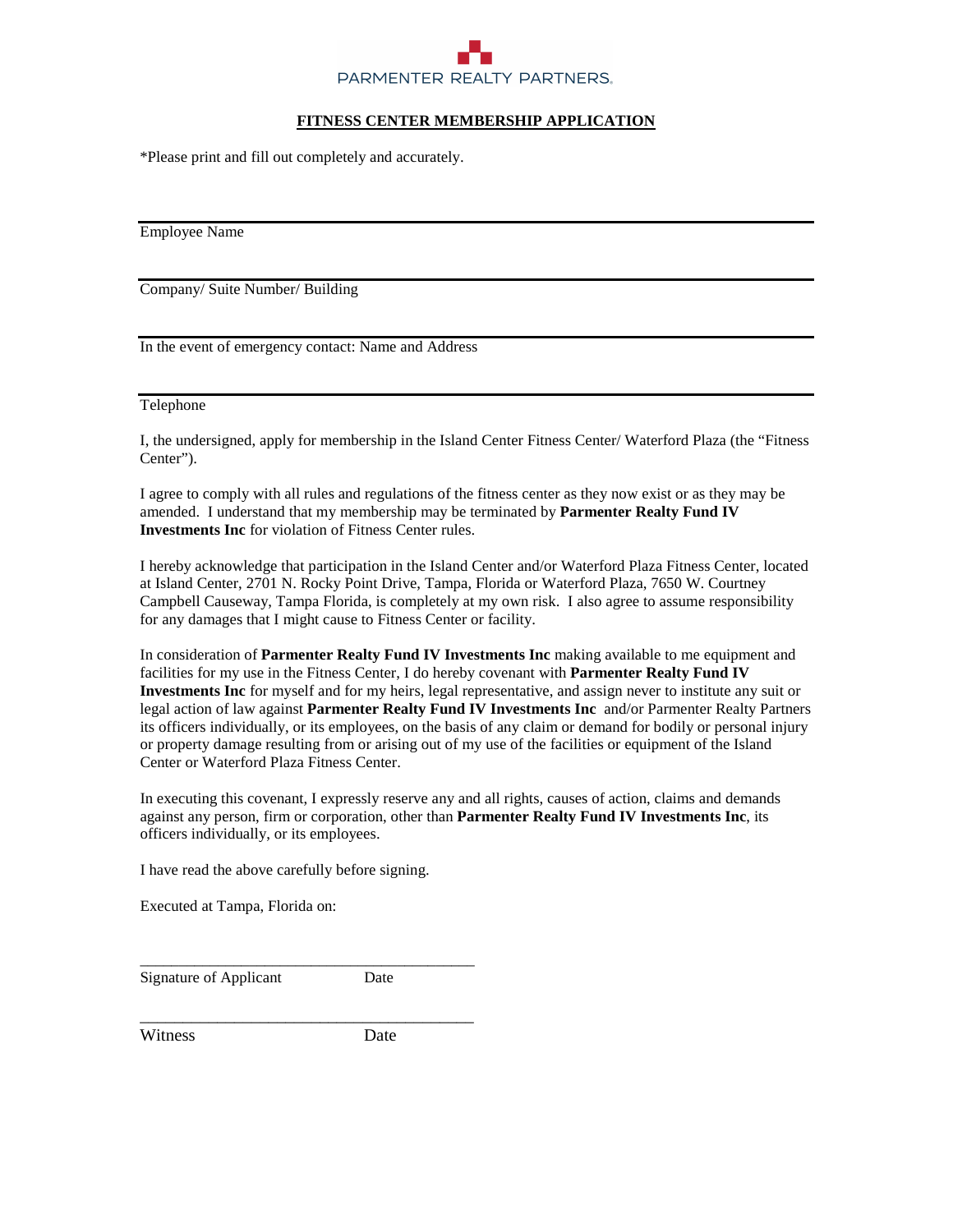PARMENTER REALTY PARTNERS.

**FITNESS CENTER MEMBERSHIP APPLICATION**

*Please print and fill out completely and accurately.

\_\_\_\_\_\_\_\_\_\_\_\_\_\_\_\_\_\_\_\_\_\_\_\_\_\_\_\_\_\_\_\_\_\_\_\_\_\_\_\_\_\_

Employee Name

\_\_\_\_\_\_\_\_\_\_\_\_\_\_\_\_\_\_\_\_\_\_\_\_\_\_\_\_\_\_\_\_\_\_\_\_\_\_\_\_\_\_

Company/ Suite Number/ Building

\_\_\_\_\_\_\_\_\_\_\_\_\_\_\_\_\_\_\_\_\_\_\_\_\_\_\_\_\_\_\_\_\_\_\_\_\_\_\_\_\_\_

In the event of emergency contact: Name and Address

\_\_\_\_\_\_\_\_\_\_\_\_\_\_\_\_\_\_\_\_\_\_\_\_\_\_\_\_\_\_\_\_\_\_\_\_\_\_\_\_\_\_

Telephone

I, the undersigned, apply for membership in the Island Center Fitness Center/ Waterford Plaza (the "Fitness Center").

I agree to comply with all rules and regulations of the fitness center as they now exist or as they may be amended. I understand that my membership may be terminated by **Parmenter Realty Fund IV Investments Inc** for violation of Fitness Center rules.

I hereby acknowledge that participation in the Island Center and/or Waterford Plaza Fitness Center, located at Island Center, 2701 N. Rocky Point Drive, Tampa, Florida or Waterford Plaza, 7650 W. Courtney Campbell Causeway, Tampa Florida, is completely at my own risk. I also agree to assume responsibility for any damages that I might cause to Fitness Center or facility.

In consideration of **Parmenter Realty Fund IV Investments Inc** making available to me equipment and facilities for my use in the Fitness Center, I do hereby covenant with **Parmenter Realty Fund IV Investments Inc** for myself and for my heirs, legal representative, and assign never to institute any suit or legal action of law against **Parmenter Realty Fund IV Investments Inc** and/or Parmenter Realty Partners its officers individually, or its employees, on the basis of any claim or demand for bodily or personal injury or property damage resulting from or arising out of my use of the facilities or equipment of the Island Center or Waterford Plaza Fitness Center.

In executing this covenant, I expressly reserve any and all rights, causes of action, claims and demands against any person, firm or corporation, other than **Parmenter Realty Fund IV Investments Inc**, its officers individually, or its employees.

I have read the above carefully before signing.

Executed at Tampa, Florida on:

\_\_\_\_\_\_\_\_\_\_\_\_\_\_\_\_\_\_\_\_\_\_\_\_\_\_\_\_\_\_\_\_\_\_\_\_\_\_\_\_\_\_

Signature of Applicant Date

\_\_\_\_\_\_\_\_\_\_\_\_\_\_\_\_\_\_\_\_\_\_\_\_\_\_\_\_\_\_\_\_\_\_\_\_\_\_\_\_\_\_

Witness Date